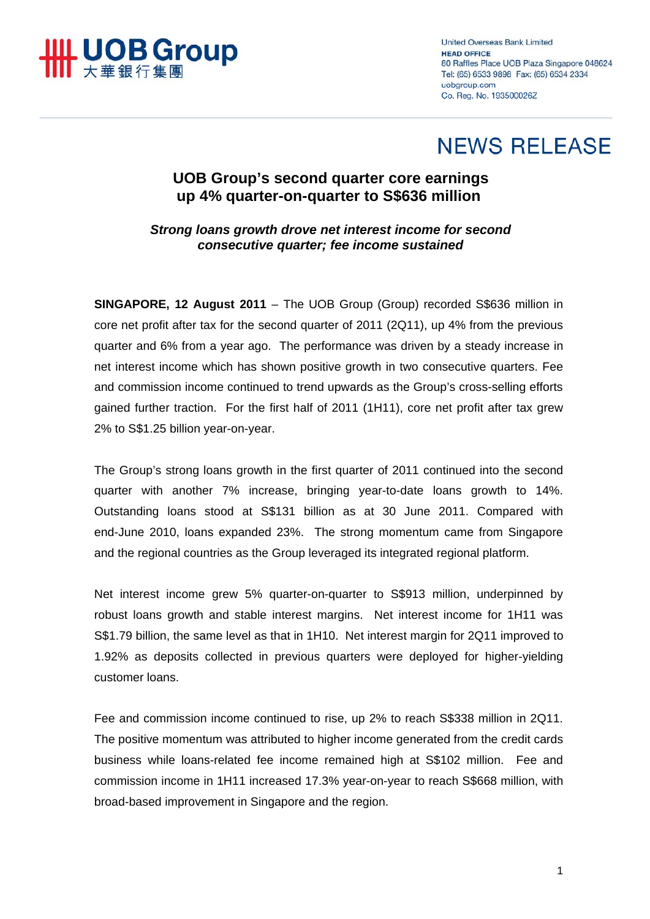UOB Group 大華銀行集團

United Overseas Bank Limited
**HEAD OFFICE**
80 Raffles Place UOB Plaza Singapore 048624
Tel: (65) 6533 9898 Fax: (65) 6534 2334
uobgroup.com
Co. Reg. No. 193500026Z

# NEWS RELEASE

## UOB Group's second quarter core earnings up 4% quarter-on-quarter to S$636 million

***Strong loans growth drove net interest income for second consecutive quarter; fee income sustained***

**SINGAPORE, 12 August 2011** – The UOB Group (Group) recorded S$636 million in core net profit after tax for the second quarter of 2011 (2Q11), up 4% from the previous quarter and 6% from a year ago. The performance was driven by a steady increase in net interest income which has shown positive growth in two consecutive quarters. Fee and commission income continued to trend upwards as the Group's cross-selling efforts gained further traction. For the first half of 2011 (1H11), core net profit after tax grew 2% to S$1.25 billion year-on-year.

The Group's strong loans growth in the first quarter of 2011 continued into the second quarter with another 7% increase, bringing year-to-date loans growth to 14%. Outstanding loans stood at S$131 billion as at 30 June 2011. Compared with end-June 2010, loans expanded 23%. The strong momentum came from Singapore and the regional countries as the Group leveraged its integrated regional platform.

Net interest income grew 5% quarter-on-quarter to S$913 million, underpinned by robust loans growth and stable interest margins. Net interest income for 1H11 was S$1.79 billion, the same level as that in 1H10. Net interest margin for 2Q11 improved to 1.92% as deposits collected in previous quarters were deployed for higher-yielding customer loans.

Fee and commission income continued to rise, up 2% to reach S$338 million in 2Q11. The positive momentum was attributed to higher income generated from the credit cards business while loans-related fee income remained high at S$102 million. Fee and commission income in 1H11 increased 17.3% year-on-year to reach S$668 million, with broad-based improvement in Singapore and the region.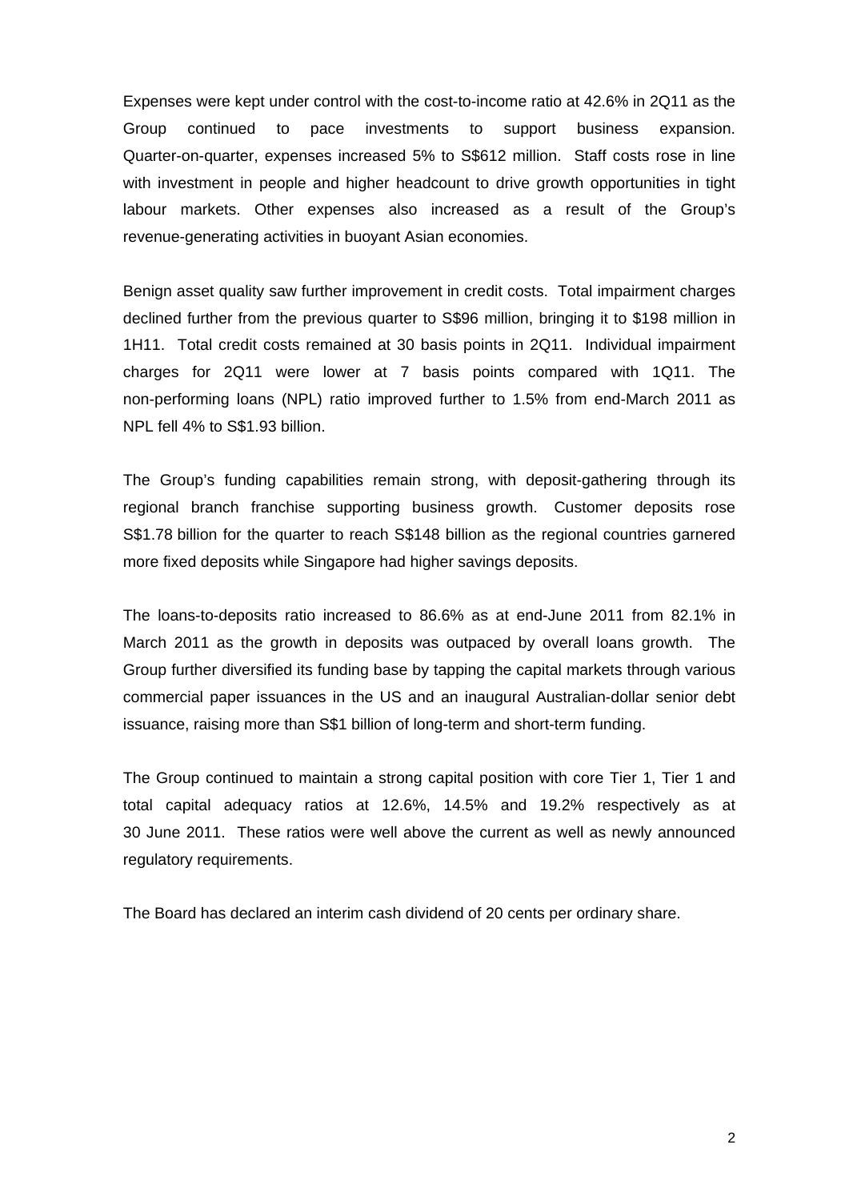Expenses were kept under control with the cost-to-income ratio at 42.6% in 2Q11 as the Group continued to pace investments to support business expansion. Quarter-on-quarter, expenses increased 5% to S$612 million. Staff costs rose in line with investment in people and higher headcount to drive growth opportunities in tight labour markets. Other expenses also increased as a result of the Group's revenue-generating activities in buoyant Asian economies.

Benign asset quality saw further improvement in credit costs. Total impairment charges declined further from the previous quarter to S$96 million, bringing it to $198 million in 1H11. Total credit costs remained at 30 basis points in 2Q11. Individual impairment charges for 2Q11 were lower at 7 basis points compared with 1Q11. The non-performing loans (NPL) ratio improved further to 1.5% from end-March 2011 as NPL fell 4% to S$1.93 billion.

The Group's funding capabilities remain strong, with deposit-gathering through its regional branch franchise supporting business growth. Customer deposits rose S$1.78 billion for the quarter to reach S$148 billion as the regional countries garnered more fixed deposits while Singapore had higher savings deposits.

The loans-to-deposits ratio increased to 86.6% as at end-June 2011 from 82.1% in March 2011 as the growth in deposits was outpaced by overall loans growth. The Group further diversified its funding base by tapping the capital markets through various commercial paper issuances in the US and an inaugural Australian-dollar senior debt issuance, raising more than S$1 billion of long-term and short-term funding.

The Group continued to maintain a strong capital position with core Tier 1, Tier 1 and total capital adequacy ratios at 12.6%, 14.5% and 19.2% respectively as at 30 June 2011. These ratios were well above the current as well as newly announced regulatory requirements.

The Board has declared an interim cash dividend of 20 cents per ordinary share.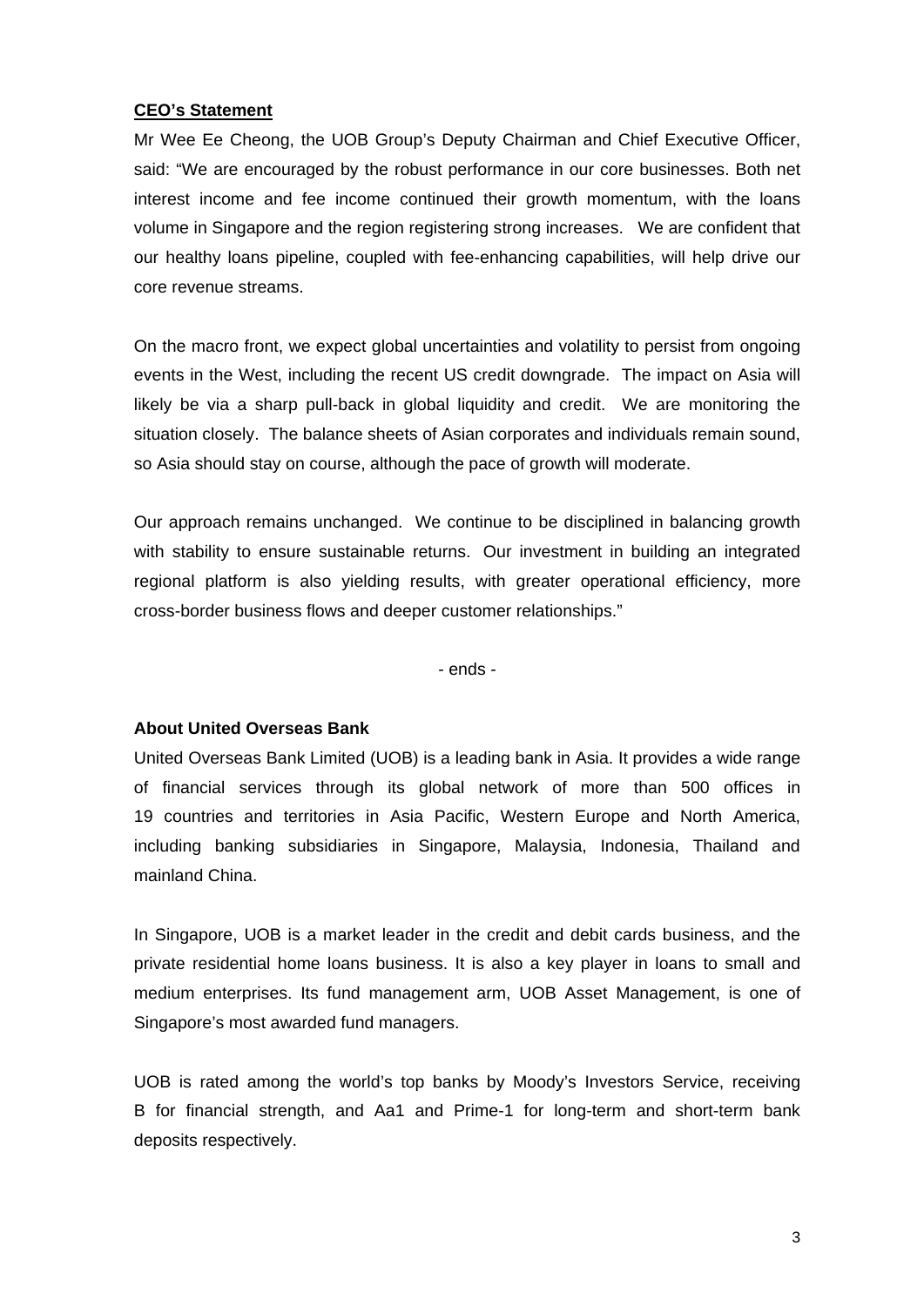**<u>CEO's Statement</u>**

Mr Wee Ee Cheong, the UOB Group's Deputy Chairman and Chief Executive Officer, said: "We are encouraged by the robust performance in our core businesses. Both net interest income and fee income continued their growth momentum, with the loans volume in Singapore and the region registering strong increases. We are confident that our healthy loans pipeline, coupled with fee-enhancing capabilities, will help drive our core revenue streams.

On the macro front, we expect global uncertainties and volatility to persist from ongoing events in the West, including the recent US credit downgrade. The impact on Asia will likely be via a sharp pull-back in global liquidity and credit. We are monitoring the situation closely. The balance sheets of Asian corporates and individuals remain sound, so Asia should stay on course, although the pace of growth will moderate.

Our approach remains unchanged. We continue to be disciplined in balancing growth with stability to ensure sustainable returns. Our investment in building an integrated regional platform is also yielding results, with greater operational efficiency, more cross-border business flows and deeper customer relationships."

- ends -

**About United Overseas Bank**

United Overseas Bank Limited (UOB) is a leading bank in Asia. It provides a wide range of financial services through its global network of more than 500 offices in 19 countries and territories in Asia Pacific, Western Europe and North America, including banking subsidiaries in Singapore, Malaysia, Indonesia, Thailand and mainland China.

In Singapore, UOB is a market leader in the credit and debit cards business, and the private residential home loans business. It is also a key player in loans to small and medium enterprises. Its fund management arm, UOB Asset Management, is one of Singapore's most awarded fund managers.

UOB is rated among the world's top banks by Moody's Investors Service, receiving B for financial strength, and Aa1 and Prime-1 for long-term and short-term bank deposits respectively.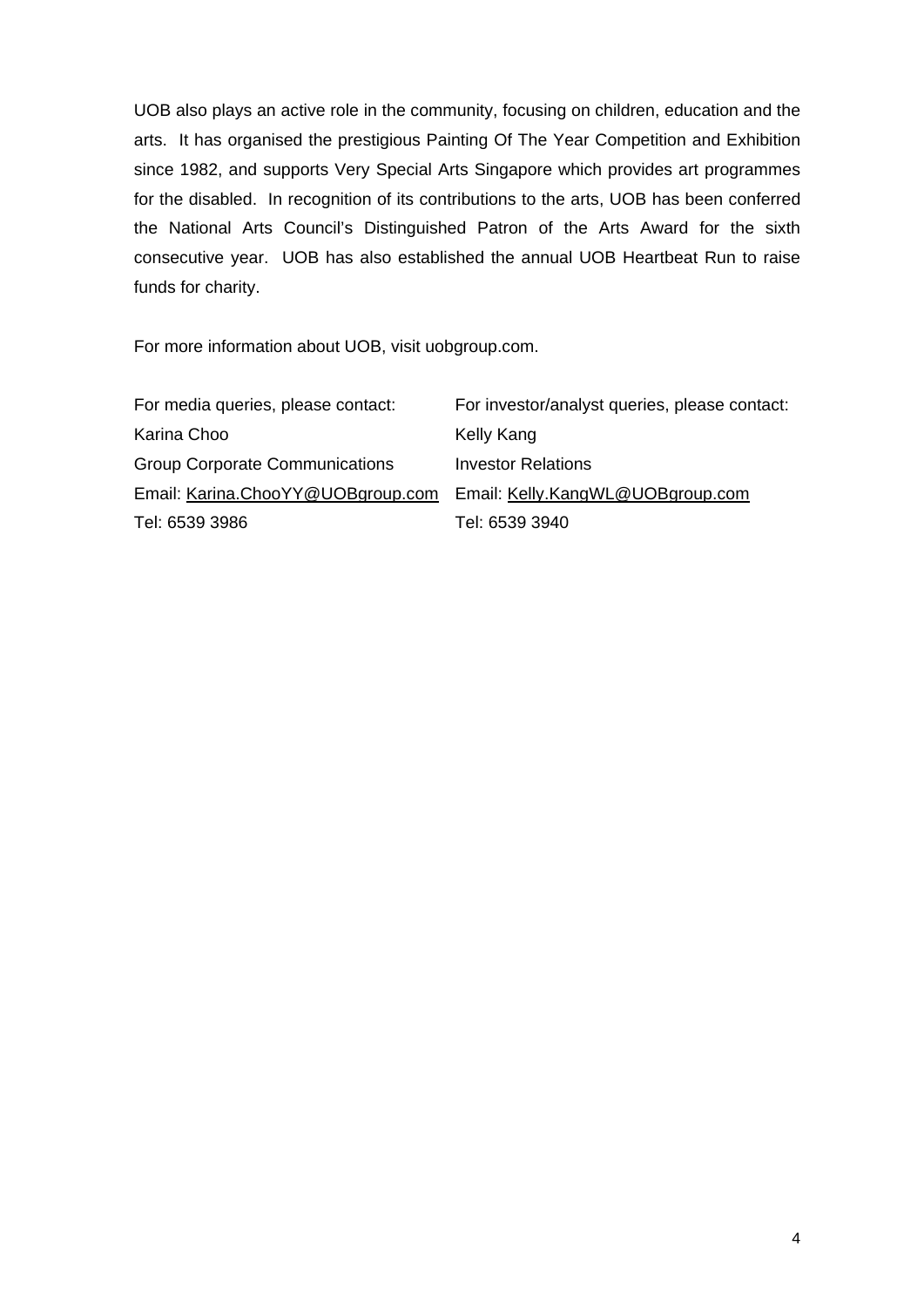UOB also plays an active role in the community, focusing on children, education and the arts. It has organised the prestigious Painting Of The Year Competition and Exhibition since 1982, and supports Very Special Arts Singapore which provides art programmes for the disabled. In recognition of its contributions to the arts, UOB has been conferred the National Arts Council's Distinguished Patron of the Arts Award for the sixth consecutive year. UOB has also established the annual UOB Heartbeat Run to raise funds for charity.

For more information about UOB, visit uobgroup.com.

| | |
|---|---|
| For media queries, please contact: | For investor/analyst queries, please contact: |
| Karina Choo | Kelly Kang |
| Group Corporate Communications | Investor Relations |
| Email: Karina.ChooYY@UOBgroup.com | Email: Kelly.KangWL@UOBgroup.com |
| Tel: 6539 3986 | Tel: 6539 3940 |